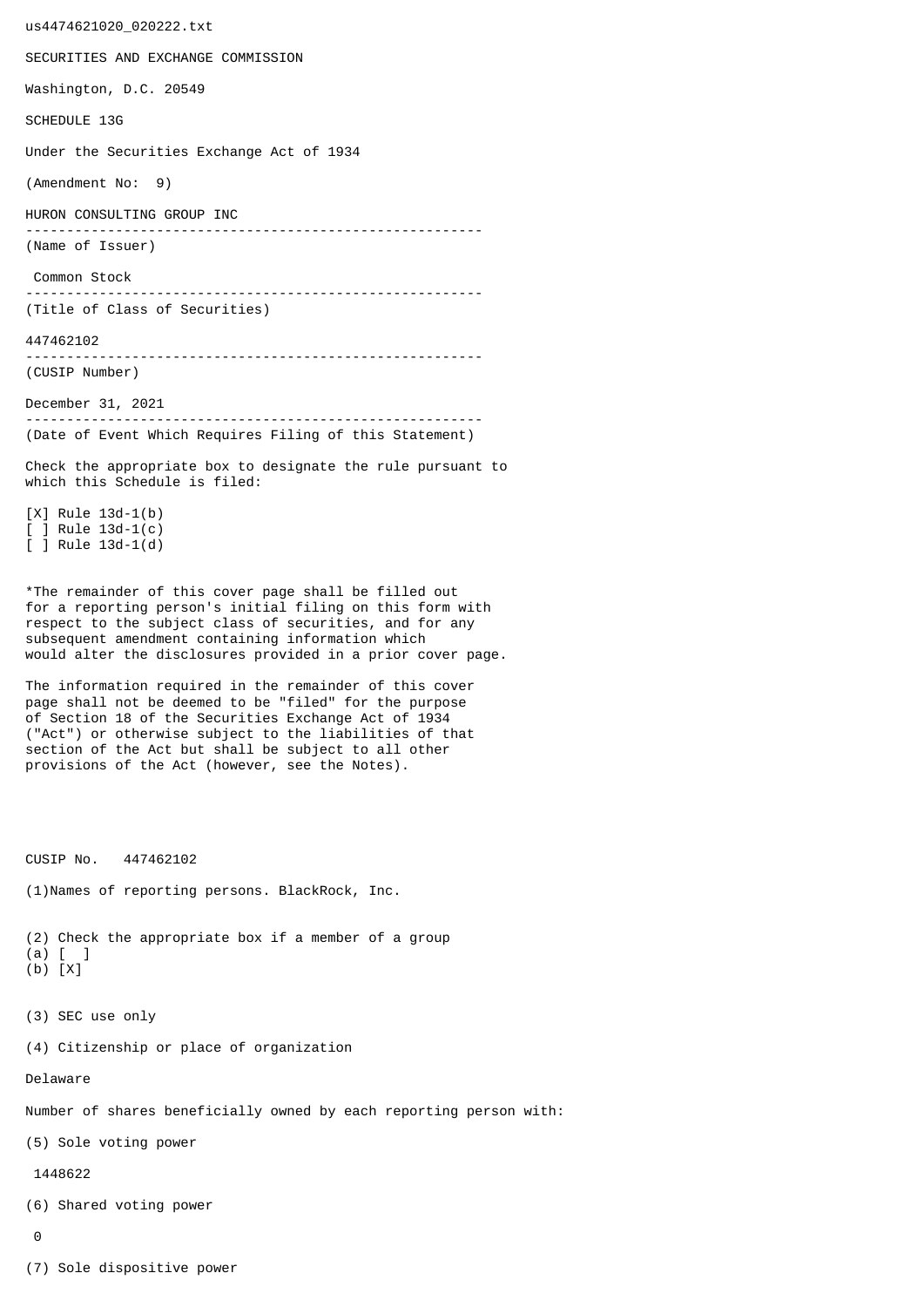us4474621020_020222.txt

SECURITIES AND EXCHANGE COMMISSION

Washington, D.C. 20549

SCHEDULE 13G

Under the Securities Exchange Act of 1934

(Amendment No: 9)

HURON CONSULTING GROUP INC

--------------------------------------------------------

(Name of Issuer)

Common Stock

--------------------------------------------------------

(Title of Class of Securities)

447462102

--------------------------------------------------------

(CUSIP Number)

December 31, 2021

--------------------------------------------------------

(Date of Event Which Requires Filing of this Statement)

Check the appropriate box to designate the rule pursuant to which this Schedule is filed:

[X] Rule 13d-1(b)
[ ] Rule 13d-1(c)
[ ] Rule 13d-1(d)

*The remainder of this cover page shall be filled out for a reporting person's initial filing on this form with respect to the subject class of securities, and for any subsequent amendment containing information which would alter the disclosures provided in a prior cover page.

The information required in the remainder of this cover page shall not be deemed to be "filed" for the purpose of Section 18 of the Securities Exchange Act of 1934 ("Act") or otherwise subject to the liabilities of that section of the Act but shall be subject to all other provisions of the Act (however, see the Notes).

CUSIP No. 447462102

(1)Names of reporting persons. BlackRock, Inc.

(2) Check the appropriate box if a member of a group
(a) [ ]
(b) [X]

(3) SEC use only

(4) Citizenship or place of organization

Delaware

Number of shares beneficially owned by each reporting person with:

(5) Sole voting power

1448622

(6) Shared voting power

0

(7) Sole dispositive power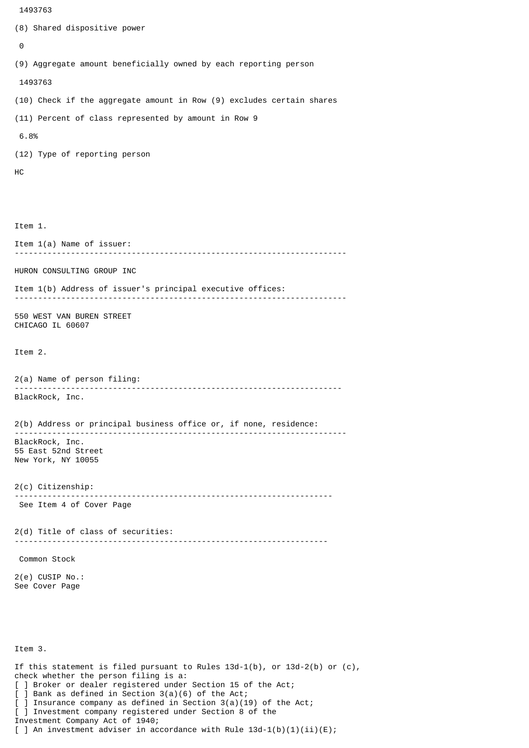1493763

(8) Shared dispositive power

0

(9) Aggregate amount beneficially owned by each reporting person

1493763

(10) Check if the aggregate amount in Row (9) excludes certain shares

(11) Percent of class represented by amount in Row 9

6.8%

(12) Type of reporting person

HC

Item 1.

Item 1(a) Name of issuer:

---

HURON CONSULTING GROUP INC

Item 1(b) Address of issuer's principal executive offices:

---

550 WEST VAN BUREN STREET
CHICAGO IL 60607

Item 2.

2(a) Name of person filing:

---

BlackRock, Inc.

2(b) Address or principal business office or, if none, residence:

---

BlackRock, Inc.
55 East 52nd Street
New York, NY 10055

2(c) Citizenship:

---

See Item 4 of Cover Page

2(d) Title of class of securities:

---

Common Stock

2(e) CUSIP No.:
See Cover Page

Item 3.

If this statement is filed pursuant to Rules 13d-1(b), or 13d-2(b) or (c), check whether the person filing is a:
[ ] Broker or dealer registered under Section 15 of the Act;
[ ] Bank as defined in Section 3(a)(6) of the Act;
[ ] Insurance company as defined in Section 3(a)(19) of the Act;
[ ] Investment company registered under Section 8 of the Investment Company Act of 1940;
[ ] An investment adviser in accordance with Rule 13d-1(b)(1)(ii)(E);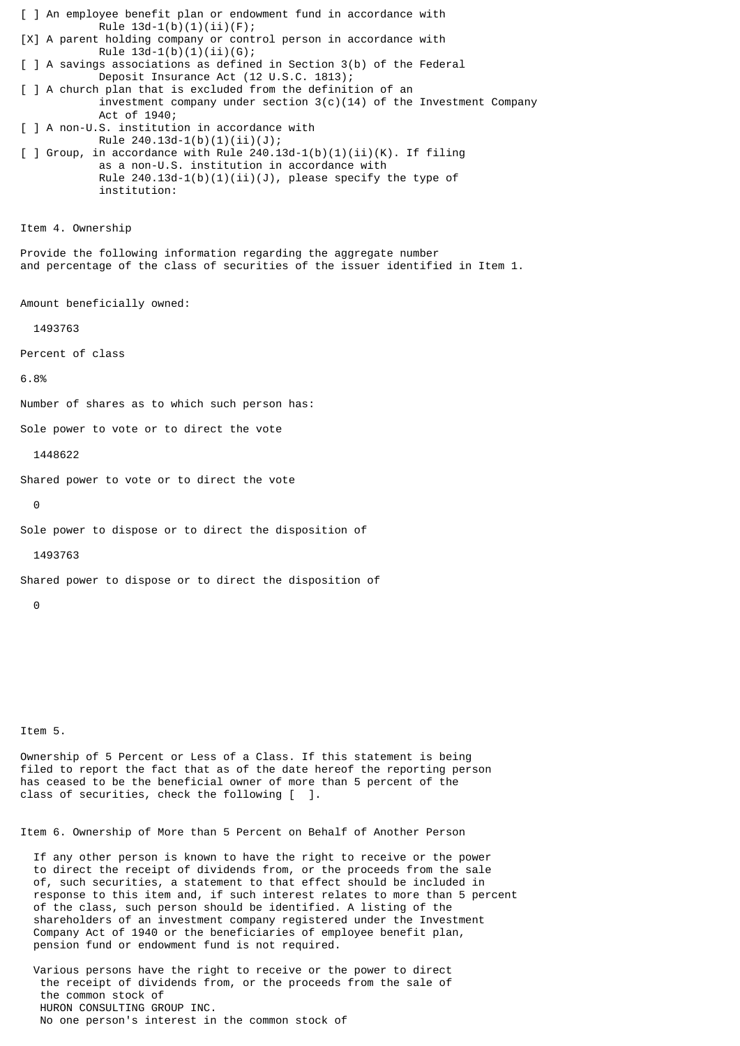[ ] An employee benefit plan or endowment fund in accordance with Rule 13d-1(b)(1)(ii)(F);

[X] A parent holding company or control person in accordance with Rule 13d-1(b)(1)(ii)(G);

[ ] A savings associations as defined in Section 3(b) of the Federal Deposit Insurance Act (12 U.S.C. 1813);

[ ] A church plan that is excluded from the definition of an investment company under section 3(c)(14) of the Investment Company Act of 1940;

[ ] A non-U.S. institution in accordance with Rule 240.13d-1(b)(1)(ii)(J);

[ ] Group, in accordance with Rule 240.13d-1(b)(1)(ii)(K). If filing as a non-U.S. institution in accordance with Rule 240.13d-1(b)(1)(ii)(J), please specify the type of institution:

Item 4. Ownership

Provide the following information regarding the aggregate number and percentage of the class of securities of the issuer identified in Item 1.

Amount beneficially owned:

1493763

Percent of class

6.8%

Number of shares as to which such person has:

Sole power to vote or to direct the vote

1448622

Shared power to vote or to direct the vote

0

Sole power to dispose or to direct the disposition of

1493763

Shared power to dispose or to direct the disposition of

0

Item 5.

Ownership of 5 Percent or Less of a Class. If this statement is being filed to report the fact that as of the date hereof the reporting person has ceased to be the beneficial owner of more than 5 percent of the class of securities, check the following [ ].

Item 6. Ownership of More than 5 Percent on Behalf of Another Person

If any other person is known to have the right to receive or the power to direct the receipt of dividends from, or the proceeds from the sale of, such securities, a statement to that effect should be included in response to this item and, if such interest relates to more than 5 percent of the class, such person should be identified. A listing of the shareholders of an investment company registered under the Investment Company Act of 1940 or the beneficiaries of employee benefit plan, pension fund or endowment fund is not required.

Various persons have the right to receive or the power to direct the receipt of dividends from, or the proceeds from the sale of the common stock of HURON CONSULTING GROUP INC. No one person's interest in the common stock of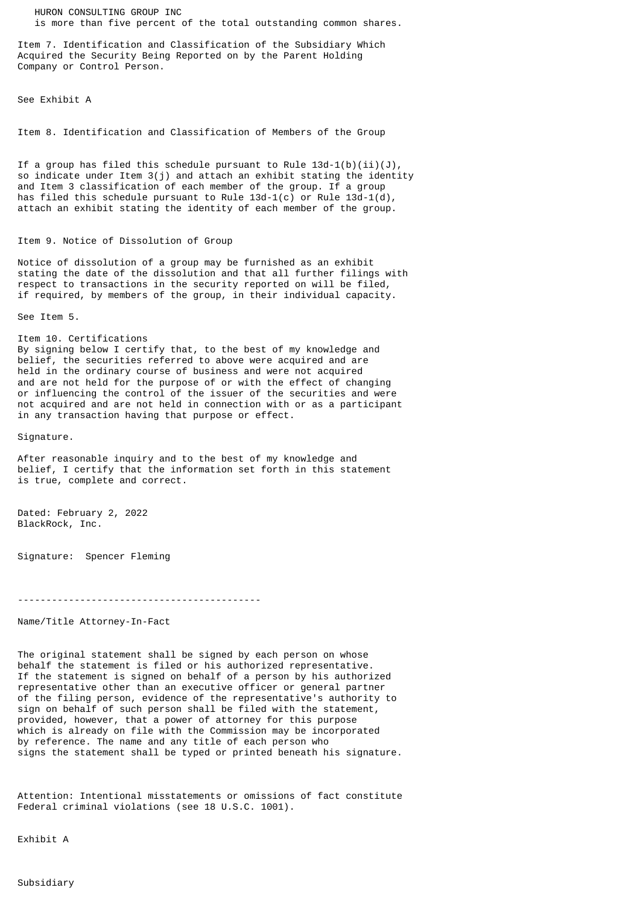HURON CONSULTING GROUP INC
is more than five percent of the total outstanding common shares.

Item 7. Identification and Classification of the Subsidiary Which Acquired the Security Being Reported on by the Parent Holding Company or Control Person.

See Exhibit A

Item 8. Identification and Classification of Members of the Group

If a group has filed this schedule pursuant to Rule 13d-1(b)(ii)(J), so indicate under Item 3(j) and attach an exhibit stating the identity and Item 3 classification of each member of the group. If a group has filed this schedule pursuant to Rule 13d-1(c) or Rule 13d-1(d), attach an exhibit stating the identity of each member of the group.

Item 9. Notice of Dissolution of Group

Notice of dissolution of a group may be furnished as an exhibit stating the date of the dissolution and that all further filings with respect to transactions in the security reported on will be filed, if required, by members of the group, in their individual capacity.

See Item 5.

Item 10. Certifications
By signing below I certify that, to the best of my knowledge and belief, the securities referred to above were acquired and are held in the ordinary course of business and were not acquired and are not held for the purpose of or with the effect of changing or influencing the control of the issuer of the securities and were not acquired and are not held in connection with or as a participant in any transaction having that purpose or effect.

Signature.

After reasonable inquiry and to the best of my knowledge and belief, I certify that the information set forth in this statement is true, complete and correct.

Dated: February 2, 2022
BlackRock, Inc.

Signature: Spencer Fleming

-------------------------------------------

Name/Title Attorney-In-Fact

The original statement shall be signed by each person on whose behalf the statement is filed or his authorized representative. If the statement is signed on behalf of a person by his authorized representative other than an executive officer or general partner of the filing person, evidence of the representative's authority to sign on behalf of such person shall be filed with the statement, provided, however, that a power of attorney for this purpose which is already on file with the Commission may be incorporated by reference. The name and any title of each person who signs the statement shall be typed or printed beneath his signature.

Attention: Intentional misstatements or omissions of fact constitute Federal criminal violations (see 18 U.S.C. 1001).

Exhibit A

Subsidiary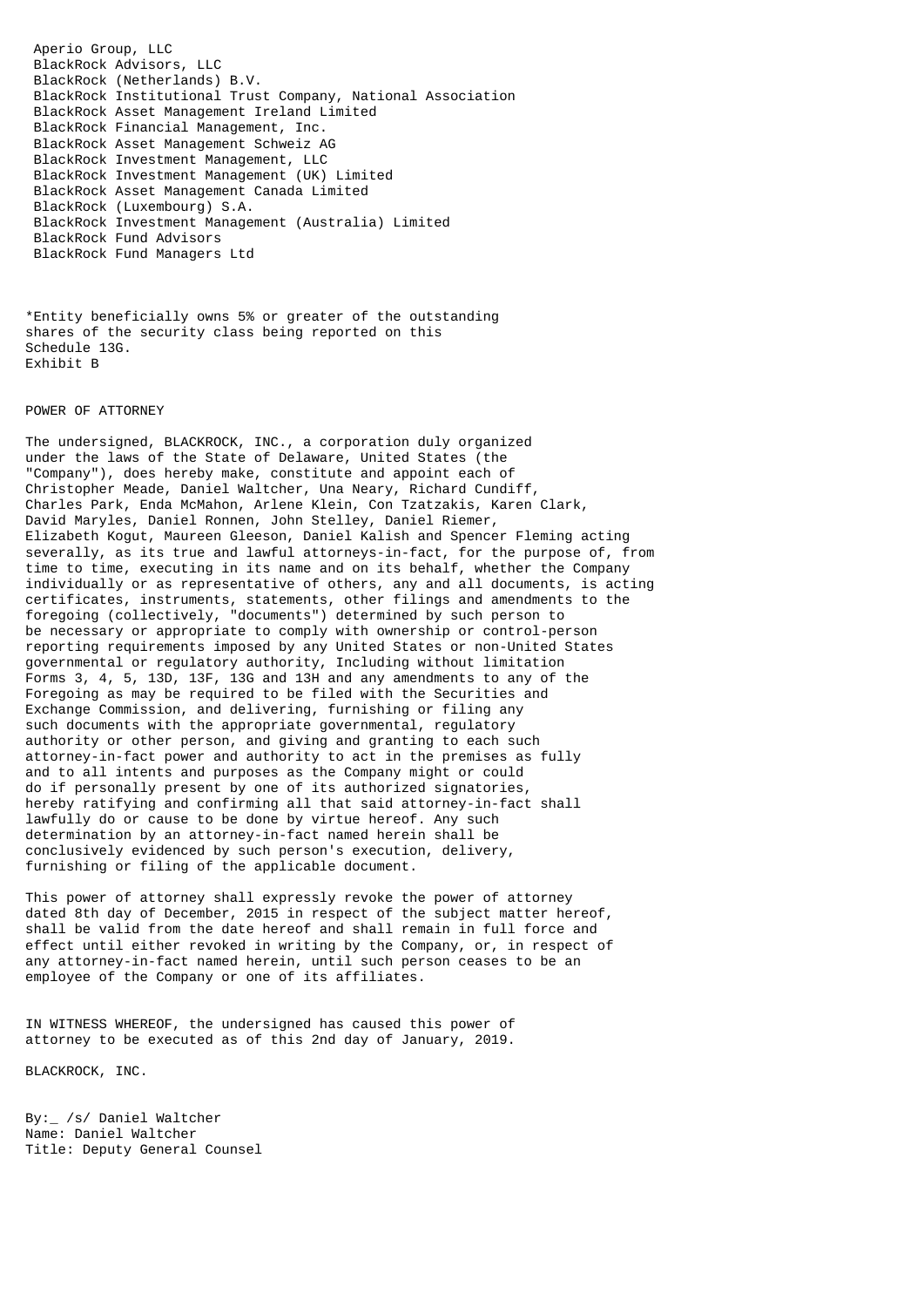Aperio Group, LLC
BlackRock Advisors, LLC
BlackRock (Netherlands) B.V.
BlackRock Institutional Trust Company, National Association
BlackRock Asset Management Ireland Limited
BlackRock Financial Management, Inc.
BlackRock Asset Management Schweiz AG
BlackRock Investment Management, LLC
BlackRock Investment Management (UK) Limited
BlackRock Asset Management Canada Limited
BlackRock (Luxembourg) S.A.
BlackRock Investment Management (Australia) Limited
BlackRock Fund Advisors
BlackRock Fund Managers Ltd

*Entity beneficially owns 5% or greater of the outstanding shares of the security class being reported on this Schedule 13G.

Exhibit B

POWER OF ATTORNEY

The undersigned, BLACKROCK, INC., a corporation duly organized under the laws of the State of Delaware, United States (the "Company"), does hereby make, constitute and appoint each of Christopher Meade, Daniel Waltcher, Una Neary, Richard Cundiff, Charles Park, Enda McMahon, Arlene Klein, Con Tzatzakis, Karen Clark, David Maryles, Daniel Ronnen, John Stelley, Daniel Riemer, Elizabeth Kogut, Maureen Gleeson, Daniel Kalish and Spencer Fleming acting severally, as its true and lawful attorneys-in-fact, for the purpose of, from time to time, executing in its name and on its behalf, whether the Company individually or as representative of others, any and all documents, is acting certificates, instruments, statements, other filings and amendments to the foregoing (collectively, "documents") determined by such person to be necessary or appropriate to comply with ownership or control-person reporting requirements imposed by any United States or non-United States governmental or regulatory authority, Including without limitation Forms 3, 4, 5, 13D, 13F, 13G and 13H and any amendments to any of the Foregoing as may be required to be filed with the Securities and Exchange Commission, and delivering, furnishing or filing any such documents with the appropriate governmental, regulatory authority or other person, and giving and granting to each such attorney-in-fact power and authority to act in the premises as fully and to all intents and purposes as the Company might or could do if personally present by one of its authorized signatories, hereby ratifying and confirming all that said attorney-in-fact shall lawfully do or cause to be done by virtue hereof. Any such determination by an attorney-in-fact named herein shall be conclusively evidenced by such person's execution, delivery, furnishing or filing of the applicable document.

This power of attorney shall expressly revoke the power of attorney dated 8th day of December, 2015 in respect of the subject matter hereof, shall be valid from the date hereof and shall remain in full force and effect until either revoked in writing by the Company, or, in respect of any attorney-in-fact named herein, until such person ceases to be an employee of the Company or one of its affiliates.

IN WITNESS WHEREOF, the undersigned has caused this power of attorney to be executed as of this 2nd day of January, 2019.

BLACKROCK, INC.

By:_ /s/ Daniel Waltcher
Name: Daniel Waltcher
Title: Deputy General Counsel